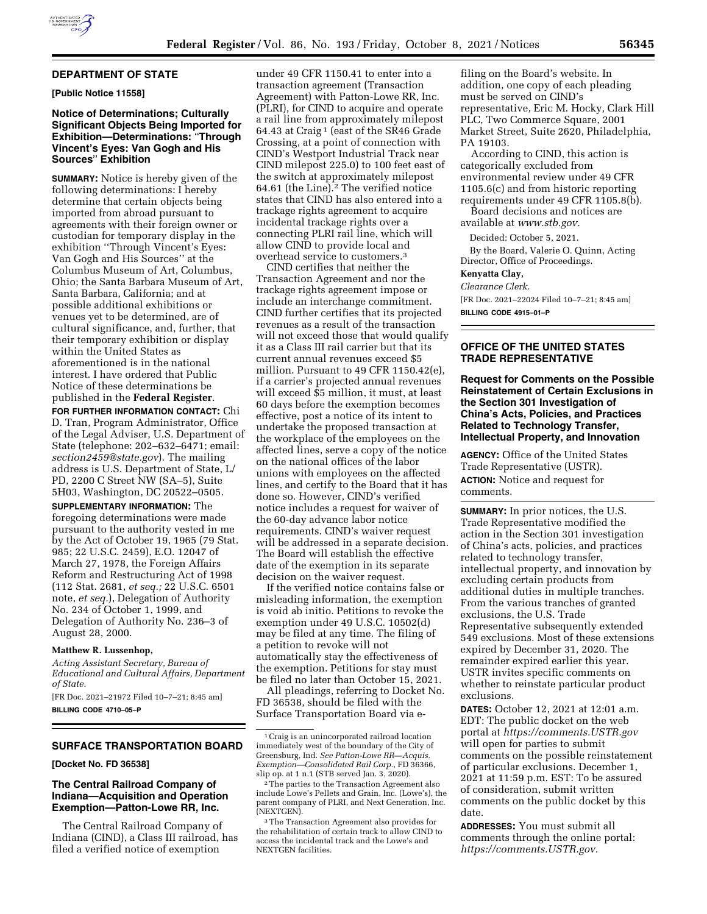## DEPARTMENT OF STATE

**[Public Notice 11558]**

### Notice of Determinations; Culturally Significant Objects Being Imported for Exhibition—Determinations: "Through Vincent's Eyes: Van Gogh and His Sources" Exhibition

**SUMMARY:** Notice is hereby given of the following determinations: I hereby determine that certain objects being imported from abroad pursuant to agreements with their foreign owner or custodian for temporary display in the exhibition "Through Vincent's Eyes: Van Gogh and His Sources" at the Columbus Museum of Art, Columbus, Ohio; the Santa Barbara Museum of Art, Santa Barbara, California; and at possible additional exhibitions or venues yet to be determined, are of cultural significance, and, further, that their temporary exhibition or display within the United States as aforementioned is in the national interest. I have ordered that Public Notice of these determinations be published in the **Federal Register**.

**FOR FURTHER INFORMATION CONTACT:** Chi D. Tran, Program Administrator, Office of the Legal Adviser, U.S. Department of State (telephone: 202–632–6471; email: *section2459@state.gov*). The mailing address is U.S. Department of State, L/PD, 2200 C Street NW (SA–5), Suite 5H03, Washington, DC 20522–0505.

**SUPPLEMENTARY INFORMATION:** The foregoing determinations were made pursuant to the authority vested in me by the Act of October 19, 1965 (79 Stat. 985; 22 U.S.C. 2459), E.O. 12047 of March 27, 1978, the Foreign Affairs Reform and Restructuring Act of 1998 (112 Stat. 2681, *et seq.;* 22 U.S.C. 6501 note, *et seq.*), Delegation of Authority No. 234 of October 1, 1999, and Delegation of Authority No. 236–3 of August 28, 2000.

**Matthew R. Lussenhop,**

*Acting Assistant Secretary, Bureau of Educational and Cultural Affairs, Department of State.*

[FR Doc. 2021–21972 Filed 10–7–21; 8:45 am]

**BILLING CODE 4710–05–P**

## SURFACE TRANSPORTATION BOARD

**[Docket No. FD 36538]**

### The Central Railroad Company of Indiana—Acquisition and Operation Exemption—Patton-Lowe RR, Inc.

The Central Railroad Company of Indiana (CIND), a Class III railroad, has filed a verified notice of exemption under 49 CFR 1150.41 to enter into a transaction agreement (Transaction Agreement) with Patton-Lowe RR, Inc. (PLRI), for CIND to acquire and operate a rail line from approximately milepost 64.43 at Craig [1] (east of the SR46 Grade Crossing, at a point of connection with CIND's Westport Industrial Track near CIND milepost 225.0) to 100 feet east of the switch at approximately milepost 64.61 (the Line).[2] The verified notice states that CIND has also entered into a trackage rights agreement to acquire incidental trackage rights over a connecting PLRI rail line, which will allow CIND to provide local and overhead service to customers.[3]

CIND certifies that neither the Transaction Agreement and nor the trackage rights agreement impose or include an interchange commitment. CIND further certifies that its projected revenues as a result of the transaction will not exceed those that would qualify it as a Class III rail carrier but that its current annual revenues exceed $5 million. Pursuant to 49 CFR 1150.42(e), if a carrier's projected annual revenues will exceed $5 million, it must, at least 60 days before the exemption becomes effective, post a notice of its intent to undertake the proposed transaction at the workplace of the employees on the affected lines, serve a copy of the notice on the national offices of the labor unions with employees on the affected lines, and certify to the Board that it has done so. However, CIND's verified notice includes a request for waiver of the 60-day advance labor notice requirements. CIND's waiver request will be addressed in a separate decision. The Board will establish the effective date of the exemption in its separate decision on the waiver request.

If the verified notice contains false or misleading information, the exemption is void ab initio. Petitions to revoke the exemption under 49 U.S.C. 10502(d) may be filed at any time. The filing of a petition to revoke will not automatically stay the effectiveness of the exemption. Petitions for stay must be filed no later than October 15, 2021.

All pleadings, referring to Docket No. FD 36538, should be filed with the Surface Transportation Board via e-filing on the Board's website. In addition, one copy of each pleading must be served on CIND's representative, Eric M. Hocky, Clark Hill PLC, Two Commerce Square, 2001 Market Street, Suite 2620, Philadelphia, PA 19103.

According to CIND, this action is categorically excluded from environmental review under 49 CFR 1105.6(c) and from historic reporting requirements under 49 CFR 1105.8(b).

Board decisions and notices are available at *www.stb.gov*.

Decided: October 5, 2021.

By the Board, Valerie O. Quinn, Acting Director, Office of Proceedings.

**Kenyatta Clay,**

*Clearance Clerk.*

[FR Doc. 2021–22024 Filed 10–7–21; 8:45 am]

**BILLING CODE 4915–01–P**

[1] Craig is an unincorporated railroad location immediately west of the boundary of the City of Greensburg, Ind. *See Patton-Lowe RR—Acquis. Exemption—Consolidated Rail Corp.,* FD 36366, slip op. at 1 n.1 (STB served Jan. 3, 2020).

[2] The parties to the Transaction Agreement also include Lowe's Pellets and Grain, Inc. (Lowe's), the parent company of PLRI, and Next Generation, Inc. (NEXTGEN).

[3] The Transaction Agreement also provides for the rehabilitation of certain track to allow CIND to access the incidental track and the Lowe's and NEXTGEN facilities.

## OFFICE OF THE UNITED STATES TRADE REPRESENTATIVE

### Request for Comments on the Possible Reinstatement of Certain Exclusions in the Section 301 Investigation of China's Acts, Policies, and Practices Related to Technology Transfer, Intellectual Property, and Innovation

**AGENCY:** Office of the United States Trade Representative (USTR).

**ACTION:** Notice and request for comments.

**SUMMARY:** In prior notices, the U.S. Trade Representative modified the action in the Section 301 investigation of China's acts, policies, and practices related to technology transfer, intellectual property, and innovation by excluding certain products from additional duties in multiple tranches. From the various tranches of granted exclusions, the U.S. Trade Representative subsequently extended 549 exclusions. Most of these extensions expired by December 31, 2020. The remainder expired earlier this year. USTR invites specific comments on whether to reinstate particular product exclusions.

**DATES:** October 12, 2021 at 12:01 a.m. EDT: The public docket on the web portal at *https://comments.USTR.gov* will open for parties to submit comments on the possible reinstatement of particular exclusions. December 1, 2021 at 11:59 p.m. EST: To be assured of consideration, submit written comments on the public docket by this date.

**ADDRESSES:** You must submit all comments through the online portal: *https://comments.USTR.gov.*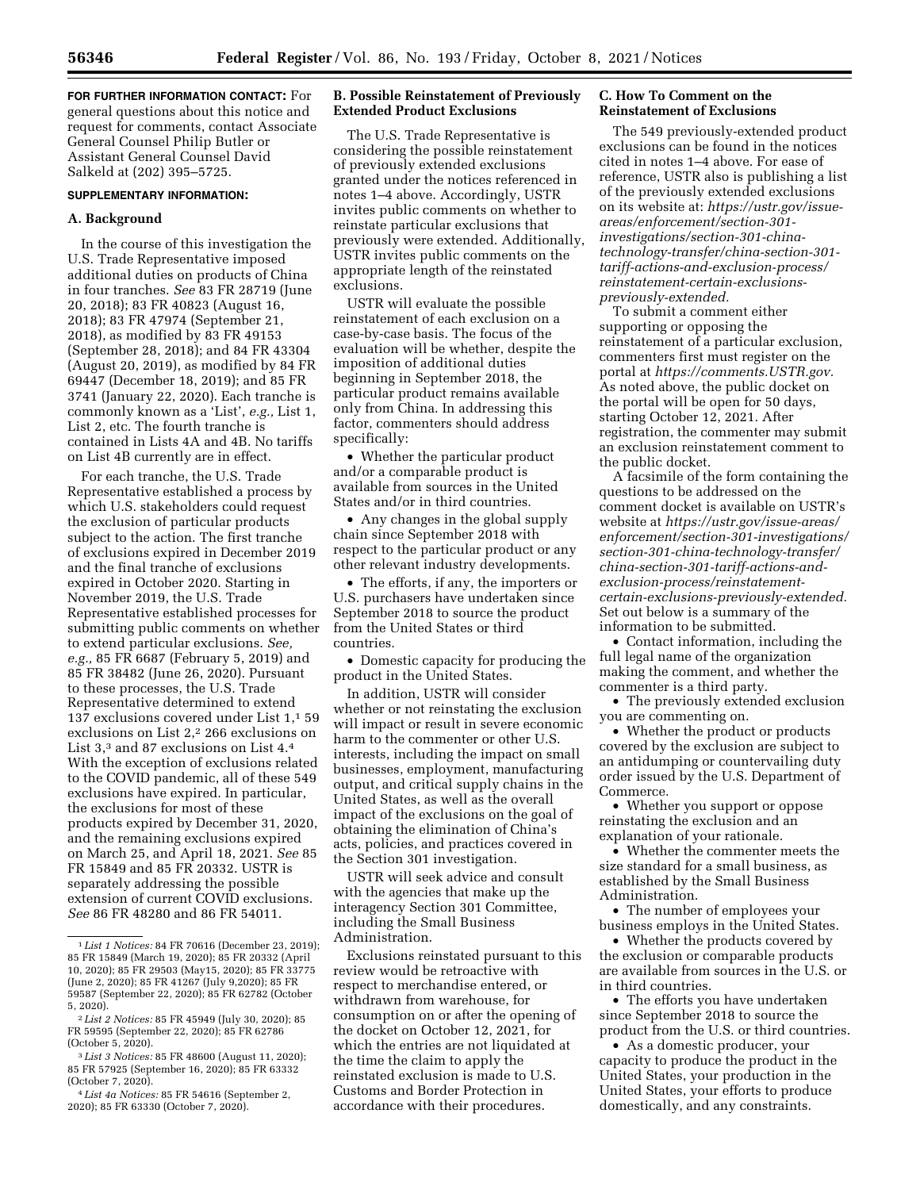**FOR FURTHER INFORMATION CONTACT:** For general questions about this notice and request for comments, contact Associate General Counsel Philip Butler or Assistant General Counsel David Salkeld at (202) 395–5725.

**SUPPLEMENTARY INFORMATION:**

## A. Background

In the course of this investigation the U.S. Trade Representative imposed additional duties on products of China in four tranches. *See* 83 FR 28719 (June 20, 2018); 83 FR 40823 (August 16, 2018); 83 FR 47974 (September 21, 2018), as modified by 83 FR 49153 (September 28, 2018); and 84 FR 43304 (August 20, 2019), as modified by 84 FR 69447 (December 18, 2019); and 85 FR 3741 (January 22, 2020). Each tranche is commonly known as a 'List', *e.g.,* List 1, List 2, etc. The fourth tranche is contained in Lists 4A and 4B. No tariffs on List 4B currently are in effect.

For each tranche, the U.S. Trade Representative established a process by which U.S. stakeholders could request the exclusion of particular products subject to the action. The first tranche of exclusions expired in December 2019 and the final tranche of exclusions expired in October 2020. Starting in November 2019, the U.S. Trade Representative established processes for submitting public comments on whether to extend particular exclusions. *See, e.g.,* 85 FR 6687 (February 5, 2019) and 85 FR 38482 (June 26, 2020). Pursuant to these processes, the U.S. Trade Representative determined to extend 137 exclusions covered under List 1,[1] 59 exclusions on List 2,[2] 266 exclusions on List 3,[3] and 87 exclusions on List 4.[4] With the exception of exclusions related to the COVID pandemic, all of these 549 exclusions have expired. In particular, the exclusions for most of these products expired by December 31, 2020, and the remaining exclusions expired on March 25, and April 18, 2021. *See* 85 FR 15849 and 85 FR 20332. USTR is separately addressing the possible extension of current COVID exclusions. *See* 86 FR 48280 and 86 FR 54011.

## B. Possible Reinstatement of Previously Extended Product Exclusions

The U.S. Trade Representative is considering the possible reinstatement of previously extended exclusions granted under the notices referenced in notes 1–4 above. Accordingly, USTR invites public comments on whether to reinstate particular exclusions that previously were extended. Additionally, USTR invites public comments on the appropriate length of the reinstated exclusions.

USTR will evaluate the possible reinstatement of each exclusion on a case-by-case basis. The focus of the evaluation will be whether, despite the imposition of additional duties beginning in September 2018, the particular product remains available only from China. In addressing this factor, commenters should address specifically:

- Whether the particular product and/or a comparable product is available from sources in the United States and/or in third countries.
- Any changes in the global supply chain since September 2018 with respect to the particular product or any other relevant industry developments.
- The efforts, if any, the importers or U.S. purchasers have undertaken since September 2018 to source the product from the United States or third countries.
- Domestic capacity for producing the product in the United States.

In addition, USTR will consider whether or not reinstating the exclusion will impact or result in severe economic harm to the commenter or other U.S. interests, including the impact on small businesses, employment, manufacturing output, and critical supply chains in the United States, as well as the overall impact of the exclusions on the goal of obtaining the elimination of China's acts, policies, and practices covered in the Section 301 investigation.

USTR will seek advice and consult with the agencies that make up the interagency Section 301 Committee, including the Small Business Administration.

Exclusions reinstated pursuant to this review would be retroactive with respect to merchandise entered, or withdrawn from warehouse, for consumption on or after the opening of the docket on October 12, 2021, for which the entries are not liquidated at the time the claim to apply the reinstated exclusion is made to U.S. Customs and Border Protection in accordance with their procedures.

## C. How To Comment on the Reinstatement of Exclusions

The 549 previously-extended product exclusions can be found in the notices cited in notes 1–4 above. For ease of reference, USTR also is publishing a list of the previously extended exclusions on its website at: *https://ustr.gov/issue-areas/enforcement/section-301-investigations/section-301-china-technology-transfer/china-section-301-tariff-actions-and-exclusion-process/reinstatement-certain-exclusions-previously-extended.*

To submit a comment either supporting or opposing the reinstatement of a particular exclusion, commenters first must register on the portal at *https://comments.USTR.gov.* As noted above, the public docket on the portal will be open for 50 days, starting October 12, 2021. After registration, the commenter may submit an exclusion reinstatement comment to the public docket.

A facsimile of the form containing the questions to be addressed on the comment docket is available on USTR's website at *https://ustr.gov/issue-areas/enforcement/section-301-investigations/section-301-china-technology-transfer/china-section-301-tariff-actions-and-exclusion-process/reinstatement-certain-exclusions-previously-extended.* Set out below is a summary of the information to be submitted.

- Contact information, including the full legal name of the organization making the comment, and whether the commenter is a third party.
- The previously extended exclusion you are commenting on.
- Whether the product or products covered by the exclusion are subject to an antidumping or countervailing duty order issued by the U.S. Department of Commerce.
- Whether you support or oppose reinstating the exclusion and an explanation of your rationale.
- Whether the commenter meets the size standard for a small business, as established by the Small Business Administration.
- The number of employees your business employs in the United States.
- Whether the products covered by the exclusion or comparable products are available from sources in the U.S. or in third countries.
- The efforts you have undertaken since September 2018 to source the product from the U.S. or third countries.
- As a domestic producer, your capacity to produce the product in the United States, your production in the United States, your efforts to produce domestically, and any constraints.

---

[1] *List 1 Notices:* 84 FR 70616 (December 23, 2019); 85 FR 15849 (March 19, 2020); 85 FR 20332 (April 10, 2020); 85 FR 29503 (May15, 2020); 85 FR 33775 (June 2, 2020); 85 FR 41267 (July 9,2020); 85 FR 59587 (September 22, 2020); 85 FR 62782 (October 5, 2020).

[2] *List 2 Notices:* 85 FR 45949 (July 30, 2020); 85 FR 59595 (September 22, 2020); 85 FR 62786 (October 5, 2020).

[3] *List 3 Notices:* 85 FR 48600 (August 11, 2020); 85 FR 57925 (September 16, 2020); 85 FR 63332 (October 7, 2020).

[4] *List 4a Notices:* 85 FR 54616 (September 2, 2020); 85 FR 63330 (October 7, 2020).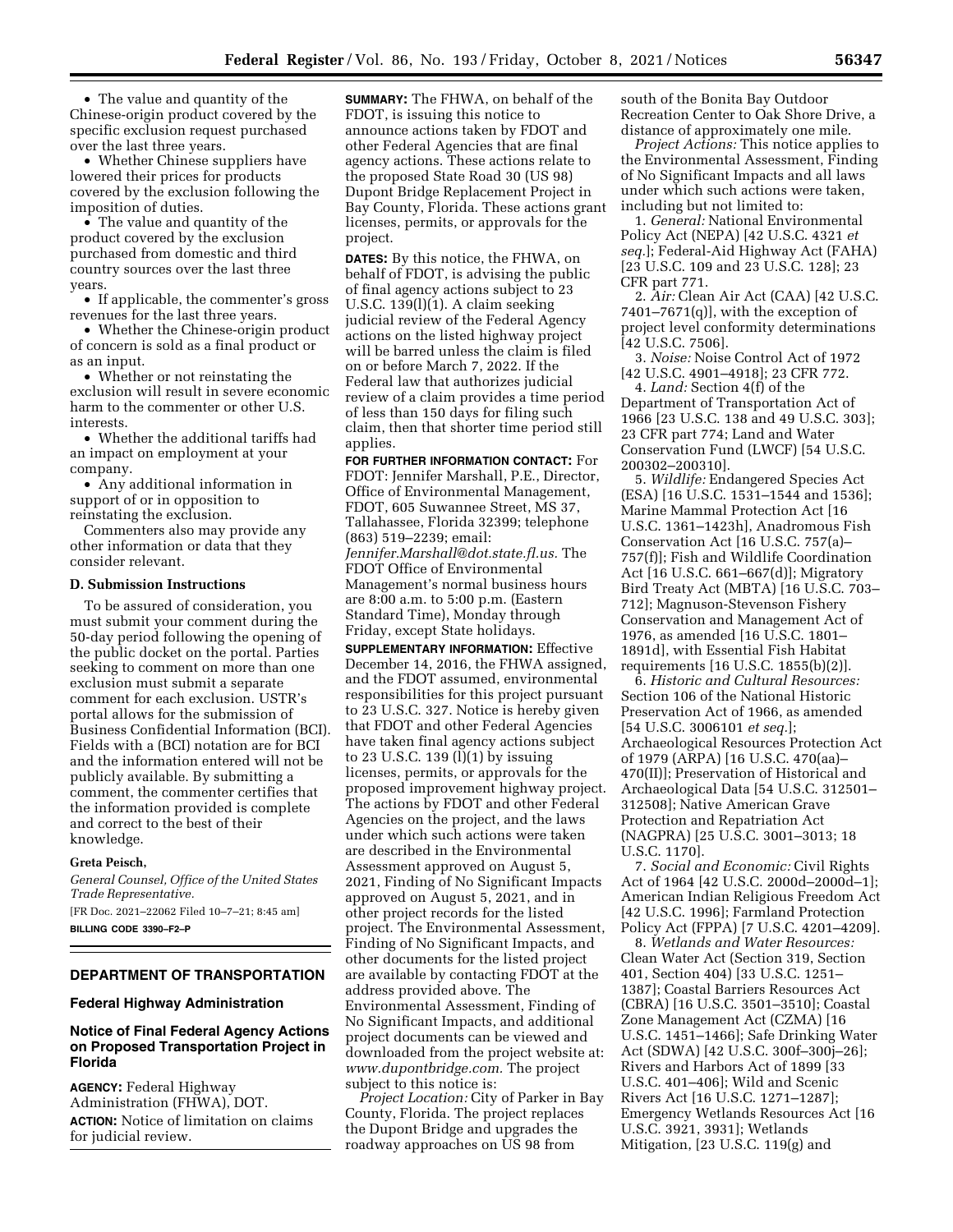- The value and quantity of the Chinese-origin product covered by the specific exclusion request purchased over the last three years.
- Whether Chinese suppliers have lowered their prices for products covered by the exclusion following the imposition of duties.
- The value and quantity of the product covered by the exclusion purchased from domestic and third country sources over the last three years.
- If applicable, the commenter's gross revenues for the last three years.
- Whether the Chinese-origin product of concern is sold as a final product or as an input.
- Whether or not reinstating the exclusion will result in severe economic harm to the commenter or other U.S. interests.
- Whether the additional tariffs had an impact on employment at your company.
- Any additional information in support of or in opposition to reinstating the exclusion.

Commenters also may provide any other information or data that they consider relevant.

### D. Submission Instructions

To be assured of consideration, you must submit your comment during the 50-day period following the opening of the public docket on the portal. Parties seeking to comment on more than one exclusion must submit a separate comment for each exclusion. USTR's portal allows for the submission of Business Confidential Information (BCI). Fields with a (BCI) notation are for BCI and the information entered will not be publicly available. By submitting a comment, the commenter certifies that the information provided is complete and correct to the best of their knowledge.

**Greta Peisch,**

*General Counsel, Office of the United States Trade Representative.*

[FR Doc. 2021–22062 Filed 10–7–21; 8:45 am]

**BILLING CODE 3390–F2–P**

## DEPARTMENT OF TRANSPORTATION

### Federal Highway Administration

### Notice of Final Federal Agency Actions on Proposed Transportation Project in Florida

**AGENCY:** Federal Highway Administration (FHWA), DOT.

**ACTION:** Notice of limitation on claims for judicial review.

**SUMMARY:** The FHWA, on behalf of the FDOT, is issuing this notice to announce actions taken by FDOT and other Federal Agencies that are final agency actions. These actions relate to the proposed State Road 30 (US 98) Dupont Bridge Replacement Project in Bay County, Florida. These actions grant licenses, permits, or approvals for the project.

**DATES:** By this notice, the FHWA, on behalf of FDOT, is advising the public of final agency actions subject to 23 U.S.C. 139(l)(1). A claim seeking judicial review of the Federal Agency actions on the listed highway project will be barred unless the claim is filed on or before March 7, 2022. If the Federal law that authorizes judicial review of a claim provides a time period of less than 150 days for filing such claim, then that shorter time period still applies.

**FOR FURTHER INFORMATION CONTACT:** For FDOT: Jennifer Marshall, P.E., Director, Office of Environmental Management, FDOT, 605 Suwannee Street, MS 37, Tallahassee, Florida 32399; telephone (863) 519–2239; email: *Jennifer.Marshall@dot.state.fl.us.* The FDOT Office of Environmental Management's normal business hours are 8:00 a.m. to 5:00 p.m. (Eastern Standard Time), Monday through Friday, except State holidays.

**SUPPLEMENTARY INFORMATION:** Effective December 14, 2016, the FHWA assigned, and the FDOT assumed, environmental responsibilities for this project pursuant to 23 U.S.C. 327. Notice is hereby given that FDOT and other Federal Agencies have taken final agency actions subject to 23 U.S.C. 139 (l)(1) by issuing licenses, permits, or approvals for the proposed improvement highway project. The actions by FDOT and other Federal Agencies on the project, and the laws under which such actions were taken are described in the Environmental Assessment approved on August 5, 2021, Finding of No Significant Impacts approved on August 5, 2021, and in other project records for the listed project. The Environmental Assessment, Finding of No Significant Impacts, and other documents for the listed project are available by contacting FDOT at the address provided above. The Environmental Assessment, Finding of No Significant Impacts, and additional project documents can be viewed and downloaded from the project website at: *www.dupontbridge.com.* The project subject to this notice is:

*Project Location:* City of Parker in Bay County, Florida. The project replaces the Dupont Bridge and upgrades the roadway approaches on US 98 from south of the Bonita Bay Outdoor Recreation Center to Oak Shore Drive, a distance of approximately one mile.

*Project Actions:* This notice applies to the Environmental Assessment, Finding of No Significant Impacts and all laws under which such actions were taken, including but not limited to:

1. *General:* National Environmental Policy Act (NEPA) [42 U.S.C. 4321 *et seq.*]; Federal-Aid Highway Act (FAHA) [23 U.S.C. 109 and 23 U.S.C. 128]; 23 CFR part 771.

2. *Air:* Clean Air Act (CAA) [42 U.S.C. 7401–7671(q)], with the exception of project level conformity determinations [42 U.S.C. 7506].

3. *Noise:* Noise Control Act of 1972 [42 U.S.C. 4901–4918]; 23 CFR 772.

4. *Land:* Section 4(f) of the Department of Transportation Act of 1966 [23 U.S.C. 138 and 49 U.S.C. 303]; 23 CFR part 774; Land and Water Conservation Fund (LWCF) [54 U.S.C. 200302–200310].

5. *Wildlife:* Endangered Species Act (ESA) [16 U.S.C. 1531–1544 and 1536]; Marine Mammal Protection Act [16 U.S.C. 1361–1423h], Anadromous Fish Conservation Act [16 U.S.C. 757(a)–757(f)]; Fish and Wildlife Coordination Act [16 U.S.C. 661–667(d)]; Migratory Bird Treaty Act (MBTA) [16 U.S.C. 703–712]; Magnuson-Stevenson Fishery Conservation and Management Act of 1976, as amended [16 U.S.C. 1801–1891d], with Essential Fish Habitat requirements [16 U.S.C. 1855(b)(2)].

6. *Historic and Cultural Resources:* Section 106 of the National Historic Preservation Act of 1966, as amended [54 U.S.C. 3006101 *et seq.*]; Archaeological Resources Protection Act of 1979 (ARPA) [16 U.S.C. 470(aa)–470(II)]; Preservation of Historical and Archaeological Data [54 U.S.C. 312501–312508]; Native American Grave Protection and Repatriation Act (NAGPRA) [25 U.S.C. 3001–3013; 18 U.S.C. 1170].

7. *Social and Economic:* Civil Rights Act of 1964 [42 U.S.C. 2000d–2000d–1]; American Indian Religious Freedom Act [42 U.S.C. 1996]; Farmland Protection Policy Act (FPPA) [7 U.S.C. 4201–4209].

8. *Wetlands and Water Resources:* Clean Water Act (Section 319, Section 401, Section 404) [33 U.S.C. 1251–1387]; Coastal Barriers Resources Act (CBRA) [16 U.S.C. 3501–3510]; Coastal Zone Management Act (CZMA) [16 U.S.C. 1451–1466]; Safe Drinking Water Act (SDWA) [42 U.S.C. 300f–300j–26]; Rivers and Harbors Act of 1899 [33 U.S.C. 401–406]; Wild and Scenic Rivers Act [16 U.S.C. 1271–1287]; Emergency Wetlands Resources Act [16 U.S.C. 3921, 3931]; Wetlands Mitigation, [23 U.S.C. 119(g) and